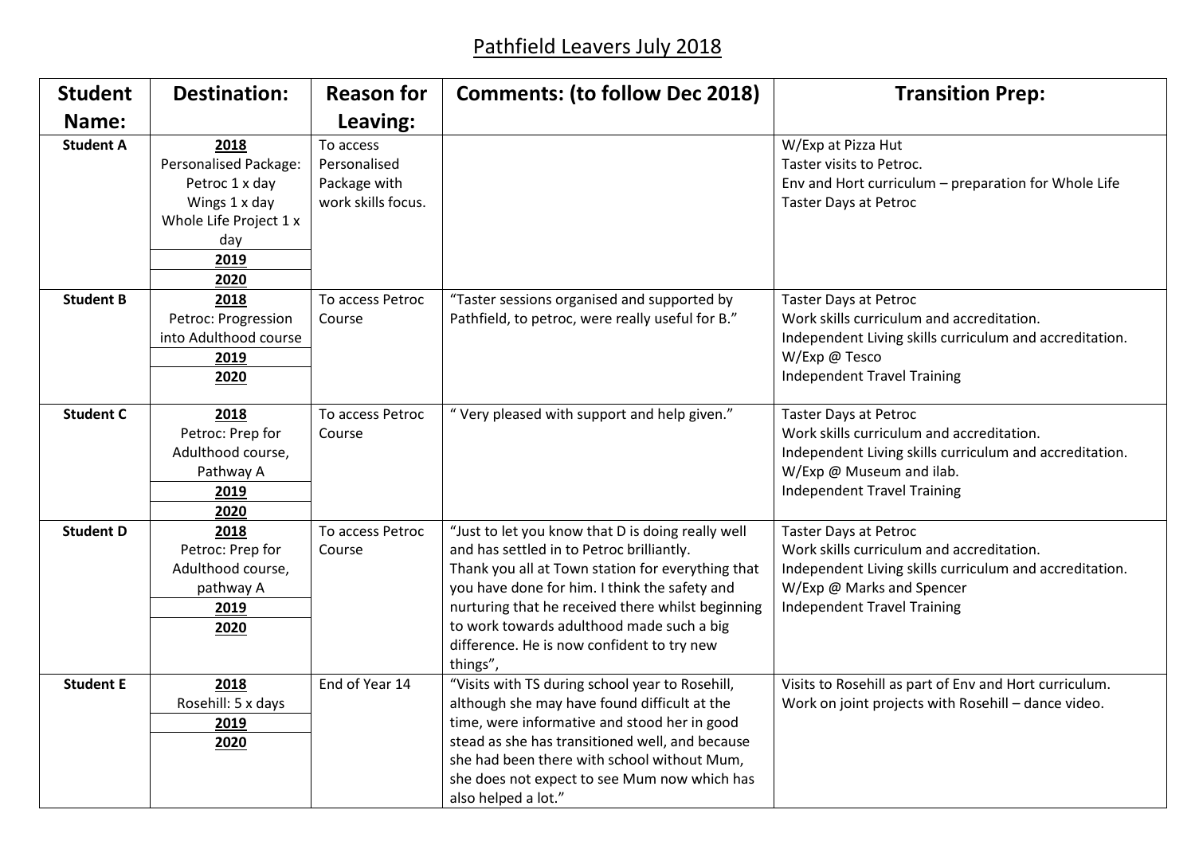# Pathfield Leavers July 2018

| Student Name: | Destination: | Reason for Leaving: | Comments: (to follow Dec 2018) | Transition Prep: |
|---|---|---|---|---|
| **Student A** | **2018**<br>Personalised Package:<br>Petroc 1 x day<br>Wings 1 x day<br>Whole Life Project 1 x day<br>**2019**<br>**2020** | To access Personalised Package with work skills focus. | | W/Exp at Pizza Hut<br>Taster visits to Petroc.<br>Env and Hort curriculum – preparation for Whole Life<br>Taster Days at Petroc |
| **Student B** | **2018**<br>Petroc: Progression into Adulthood course<br>**2019**<br>**2020** | To access Petroc Course | "Taster sessions organised and supported by Pathfield, to petroc, were really useful for B." | Taster Days at Petroc<br>Work skills curriculum and accreditation.<br>Independent Living skills curriculum and accreditation.<br>W/Exp @ Tesco<br>Independent Travel Training |
| **Student C** | **2018**<br>Petroc: Prep for Adulthood course, Pathway A<br>**2019**<br>**2020** | To access Petroc Course | " Very pleased with support and help given." | Taster Days at Petroc<br>Work skills curriculum and accreditation.<br>Independent Living skills curriculum and accreditation.<br>W/Exp @ Museum and ilab.<br>Independent Travel Training |
| **Student D** | **2018**<br>Petroc: Prep for Adulthood course, pathway A<br>**2019**<br>**2020** | To access Petroc Course | "Just to let you know that D is doing really well and has settled in to Petroc brilliantly.<br>Thank you all at Town station for everything that you have done for him. I think the safety and nurturing that he received there whilst beginning to work towards adulthood made such a big difference. He is now confident to try new things", | Taster Days at Petroc<br>Work skills curriculum and accreditation.<br>Independent Living skills curriculum and accreditation.<br>W/Exp @ Marks and Spencer<br>Independent Travel Training |
| **Student E** | **2018**<br>Rosehill: 5 x days<br>**2019**<br>**2020** | End of Year 14 | "Visits with TS during school year to Rosehill, although she may have found difficult at the time, were informative and stood her in good stead as she has transitioned well, and because she had been there with school without Mum, she does not expect to see Mum now which has also helped a lot." | Visits to Rosehill as part of Env and Hort curriculum.<br>Work on joint projects with Rosehill – dance video. |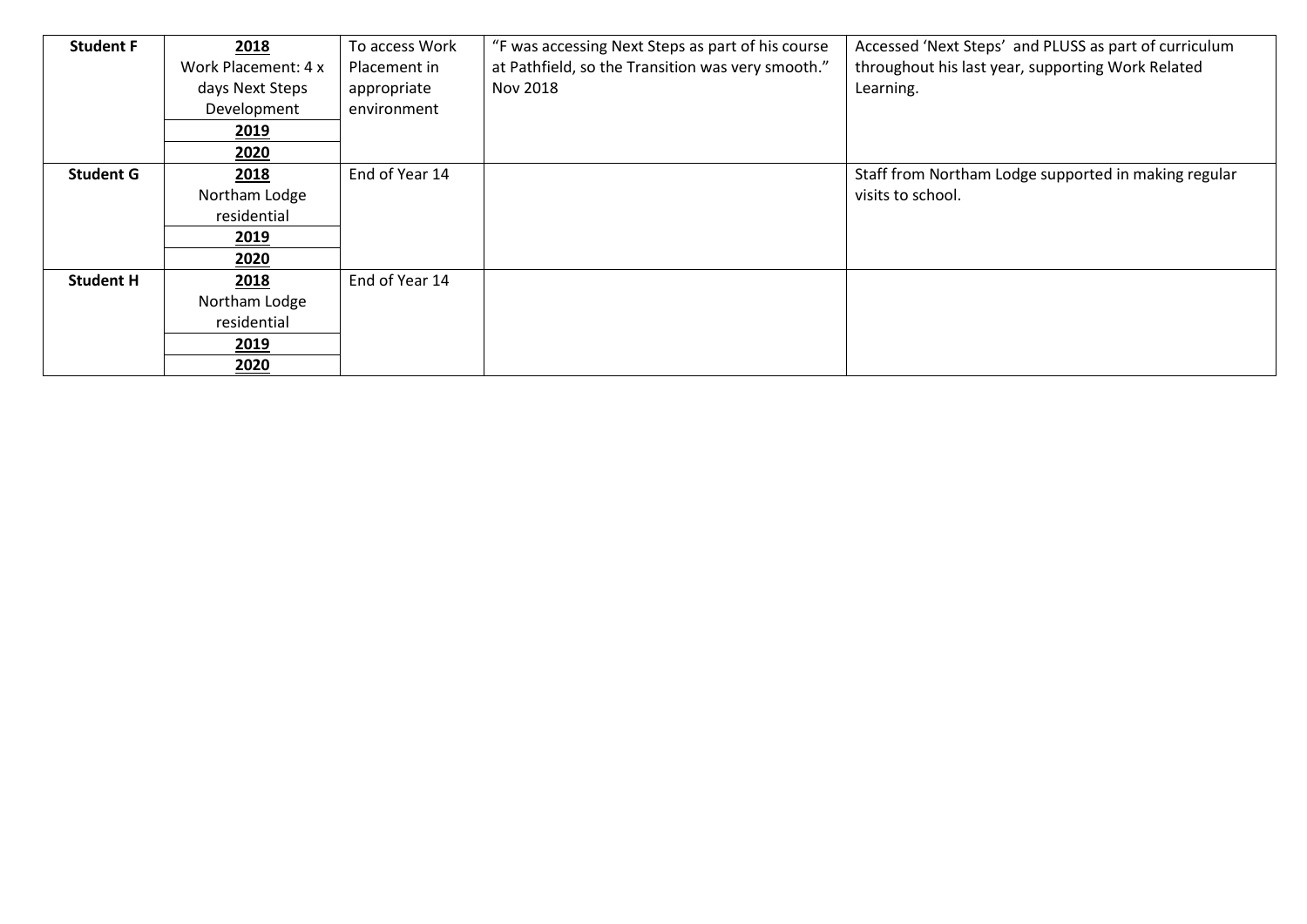| | | | | |
|---|---|---|---|---|
| **Student F** | **<u>2018</u>**<br>Work Placement: 4 x days Next Steps Development<br>**<u>2019</u>**<br>**<u>2020</u>** | To access Work Placement in appropriate environment | "F was accessing Next Steps as part of his course at Pathfield, so the Transition was very smooth." Nov 2018 | Accessed 'Next Steps' and PLUSS as part of curriculum throughout his last year, supporting Work Related Learning. |
| **Student G** | **<u>2018</u>**<br>Northam Lodge residential<br>**<u>2019</u>**<br>**<u>2020</u>** | End of Year 14 | | Staff from Northam Lodge supported in making regular visits to school. |
| **Student H** | **<u>2018</u>**<br>Northam Lodge residential<br>**<u>2019</u>**<br>**<u>2020</u>** | End of Year 14 | | |